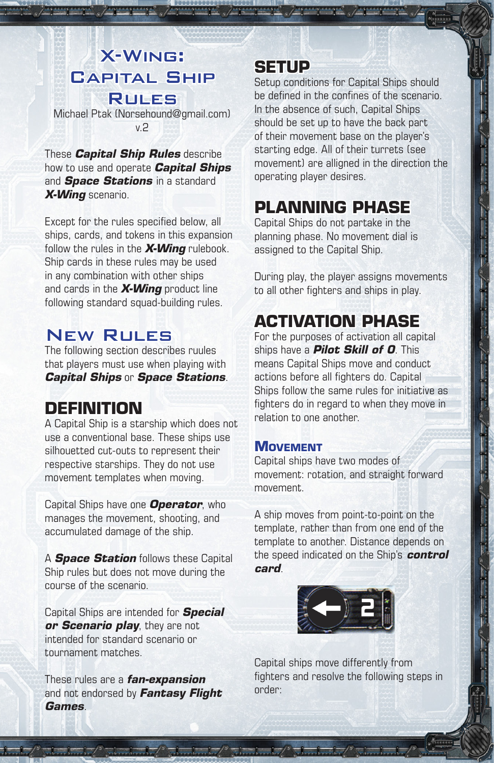# X-Wing: Capital Ship Rules

Michael Ptak (Norsehound@gmail.com)
v.2

These ***Capital Ship Rules*** describe how to use and operate ***Capital Ships*** and ***Space Stations*** in a standard ***X-Wing*** scenario.

Except for the rules specified below, all ships, cards, and tokens in this expansion follow the rules in the ***X-Wing*** rulebook. Ship cards in these rules may be used in any combination with other ships and cards in the ***X-Wing*** product line following standard squad-building rules.

# New Rules

The following section describes ruules that players must use when playing with ***Capital Ships*** or ***Space Stations***.

## DEFINITION

A Capital Ship is a starship which does not use a conventional base. These ships use silhouetted cut-outs to represent their respective starships. They do not use movement templates when moving.

Capital Ships have one ***Operator***, who manages the movement, shooting, and accumulated damage of the ship.

A ***Space Station*** follows these Capital Ship rules but does not move during the course of the scenario.

Capital Ships are intended for ***Special or Scenario play***, they are not intended for standard scenario or tournament matches.

These rules are a ***fan-expansion*** and not endorsed by ***Fantasy Flight Games***.

## SETUP

Setup conditions for Capital Ships should be defined in the confines of the scenario. In the absence of such, Capital Ships should be set up to have the back part of their movement base on the player's starting edge. All of their turrets (see movement) are alligned in the direction the operating player desires.

## PLANNING PHASE

Capital Ships do not partake in the planning phase. No movement dial is assigned to the Capital Ship.

During play, the player assigns movements to all other fighters and ships in play.

## ACTIVATION PHASE

For the purposes of activation all capital ships have a ***Pilot Skill of 0***. This means Capital Ships move and conduct actions before all fighters do. Capital Ships follow the same rules for initiative as fighters do in regard to when they move in relation to one another.

### Movement

Capital ships have two modes of movement: rotation, and straight forward movement.

A ship moves from point-to-point on the template, rather than from one end of the template to another. Distance depends on the speed indicated on the Ship's ***control card***.

← 2

Capital ships move differently from fighters and resolve the following steps in order: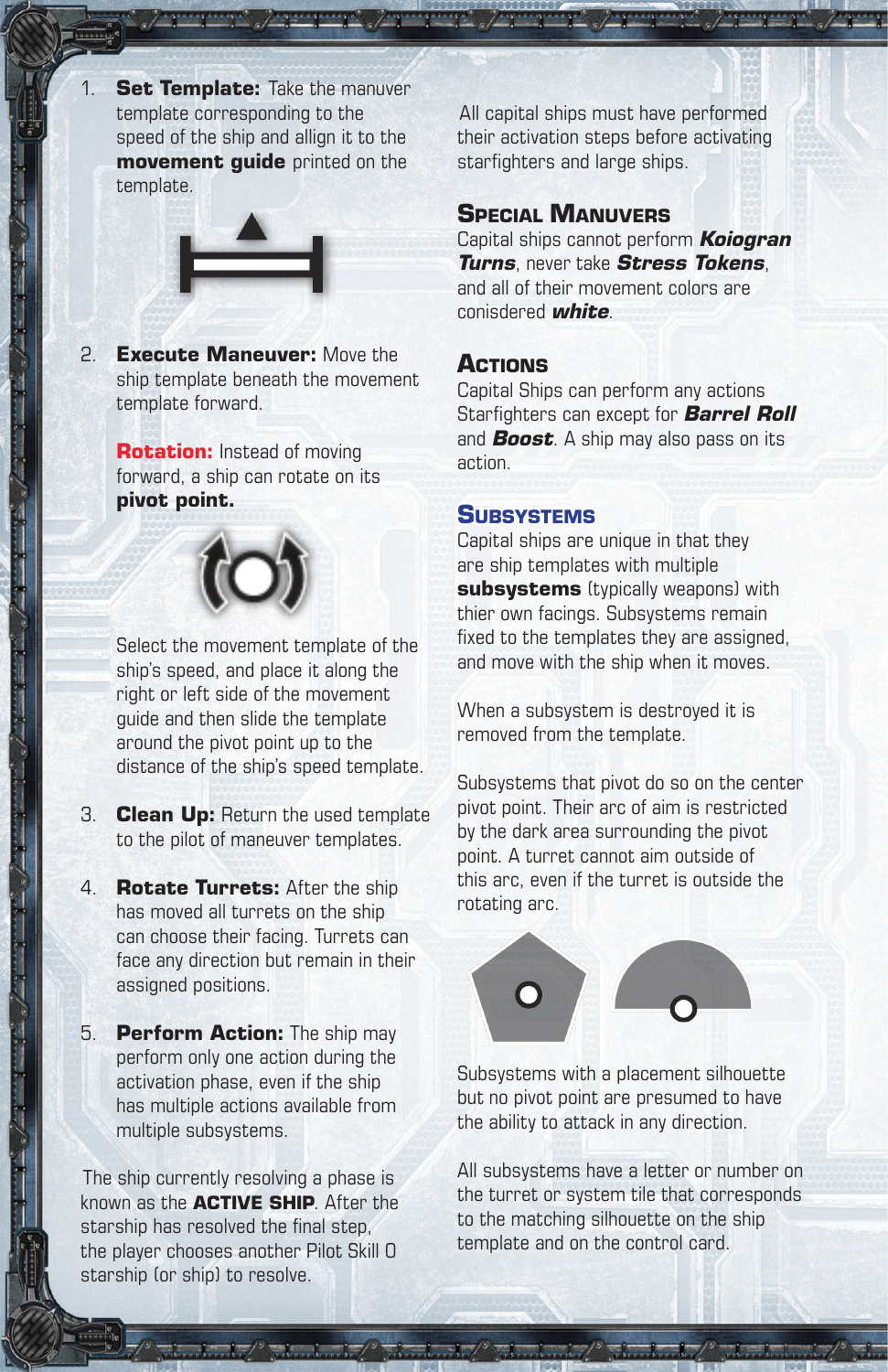1. **Set Template:** Take the manuver template corresponding to the speed of the ship and allign it to the **movement guide** printed on the template.

2. **Execute Maneuver:** Move the ship template beneath the movement template forward.

   **Rotation:** Instead of moving forward, a ship can rotate on its **pivot point.**

   Select the movement template of the ship's speed, and place it along the right or left side of the movement guide and then slide the template around the pivot point up to the distance of the ship's speed template.

3. **Clean Up:** Return the used template to the pilot of maneuver templates.

4. **Rotate Turrets:** After the ship has moved all turrets on the ship can choose their facing. Turrets can face any direction but remain in their assigned positions.

5. **Perform Action:** The ship may perform only one action during the activation phase, even if the ship has multiple actions available from multiple subsystems.

The ship currently resolving a phase is known as the **ACTIVE SHIP**. After the starship has resolved the final step, the player chooses another Pilot Skill 0 starship (or ship) to resolve.

All capital ships must have performed their activation steps before activating starfighters and large ships.

## Special Manuvers

Capital ships cannot perform ***Koiogran Turns***, never take ***Stress Tokens***, and all of their movement colors are conisdered ***white***.

## Actions

Capital Ships can perform any actions Starfighters can except for ***Barrel Roll*** and ***Boost***. A ship may also pass on its action.

## Subsystems

Capital ships are unique in that they are ship templates with multiple **subsystems** (typically weapons) with thier own facings. Subsystems remain fixed to the templates they are assigned, and move with the ship when it moves.

When a subsystem is destroyed it is removed from the template.

Subsystems that pivot do so on the center pivot point. Their arc of aim is restricted by the dark area surrounding the pivot point. A turret cannot aim outside of this arc, even if the turret is outside the rotating arc.

Subsystems with a placement silhouette but no pivot point are presumed to have the ability to attack in any direction.

All subsystems have a letter or number on the turret or system tile that corresponds to the matching silhouette on the ship template and on the control card.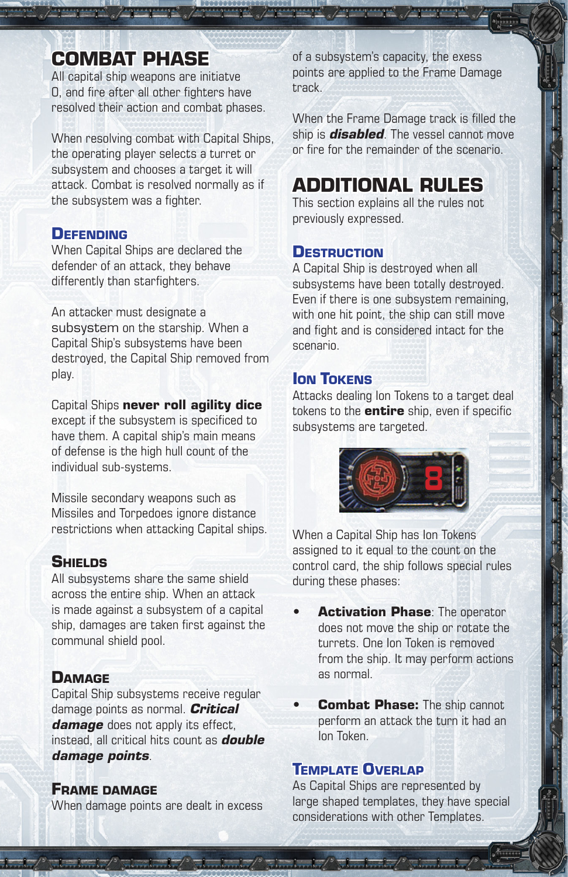# COMBAT PHASE

All capital ship weapons are initiatve 0, and fire after all other fighters have resolved their action and combat phases.

When resolving combat with Capital Ships, the operating player selects a turret or subsystem and chooses a target it will attack. Combat is resolved normally as if the subsystem was a fighter.

## Defending

When Capital Ships are declared the defender of an attack, they behave differently than starfighters.

An attacker must designate a subsystem on the starship. When a Capital Ship's subsystems have been destroyed, the Capital Ship removed from play.

Capital Ships **never roll agility dice** except if the subsystem is specificed to have them. A capital ship's main means of defense is the high hull count of the individual sub-systems.

Missile secondary weapons such as Missiles and Torpedoes ignore distance restrictions when attacking Capital ships.

## Shields

All subsystems share the same shield across the entire ship. When an attack is made against a subsystem of a capital ship, damages are taken first against the communal shield pool.

## Damage

Capital Ship subsystems receive regular damage points as normal. ***Critical damage*** does not apply its effect, instead, all critical hits count as ***double damage points***.

## Frame Damage

When damage points are dealt in excess of a subsystem's capacity, the exess points are applied to the Frame Damage track.

When the Frame Damage track is filled the ship is ***disabled***. The vessel cannot move or fire for the remainder of the scenario.

# ADDITIONAL RULES

This section explains all the rules not previously expressed.

## Destruction

A Capital Ship is destroyed when all subsystems have been totally destroyed. Even if there is one subsystem remaining, with one hit point, the ship can still move and fight and is considered intact for the scenario.

## Ion Tokens

Attacks dealing Ion Tokens to a target deal tokens to the **entire** ship, even if specific subsystems are targeted.

When a Capital Ship has Ion Tokens assigned to it equal to the count on the control card, the ship follows special rules during these phases:

- **Activation Phase**: The operator does not move the ship or rotate the turrets. One Ion Token is removed from the ship. It may perform actions as normal.
- **Combat Phase:** The ship cannot perform an attack the turn it had an Ion Token.

## Template Overlap

As Capital Ships are represented by large shaped templates, they have special considerations with other Templates.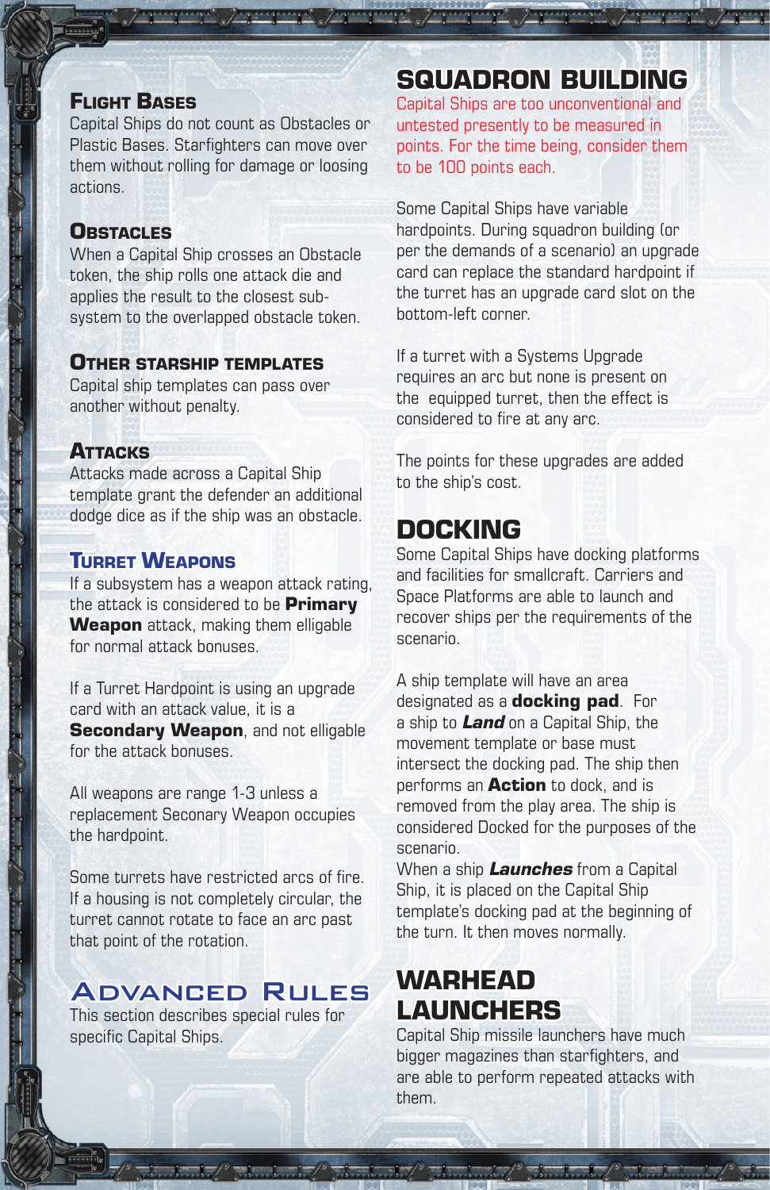### Flight Bases

Capital Ships do not count as Obstacles or Plastic Bases. Starfighters can move over them without rolling for damage or loosing actions.

### Obstacles

When a Capital Ship crosses an Obstacle token, the ship rolls one attack die and applies the result to the closest sub-system to the overlapped obstacle token.

### Other Starship Templates

Capital ship templates can pass over another without penalty.

### Attacks

Attacks made across a Capital Ship template grant the defender an additional dodge dice as if the ship was an obstacle.

### Turret Weapons

If a subsystem has a weapon attack rating, the attack is considered to be **Primary Weapon** attack, making them elligable for normal attack bonuses.

If a Turret Hardpoint is using an upgrade card with an attack value, it is a **Secondary Weapon**, and not elligable for the attack bonuses.

All weapons are range 1-3 unless a replacement Seconary Weapon occupies the hardpoint.

Some turrets have restricted arcs of fire. If a housing is not completely circular, the turret cannot rotate to face an arc past that point of the rotation.

## Advanced Rules

This section describes special rules for specific Capital Ships.

## Squadron Building

Capital Ships are too unconventional and untested presently to be measured in points. For the time being, consider them to be 100 points each.

Some Capital Ships have variable hardpoints. During squadron building (or per the demands of a scenario) an upgrade card can replace the standard hardpoint if the turret has an upgrade card slot on the bottom-left corner.

If a turret with a Systems Upgrade requires an arc but none is present on the equipped turret, then the effect is considered to fire at any arc.

The points for these upgrades are added to the ship's cost.

## Docking

Some Capital Ships have docking platforms and facilities for smallcraft. Carriers and Space Platforms are able to launch and recover ships per the requirements of the scenario.

A ship template will have an area designated as a **docking pad**. For a ship to ***Land*** on a Capital Ship, the movement template or base must intersect the docking pad. The ship then performs an **Action** to dock, and is removed from the play area. The ship is considered Docked for the purposes of the scenario.

When a ship ***Launches*** from a Capital Ship, it is placed on the Capital Ship template's docking pad at the beginning of the turn. It then moves normally.

## Warhead Launchers

Capital Ship missile launchers have much bigger magazines than starfighters, and are able to perform repeated attacks with them.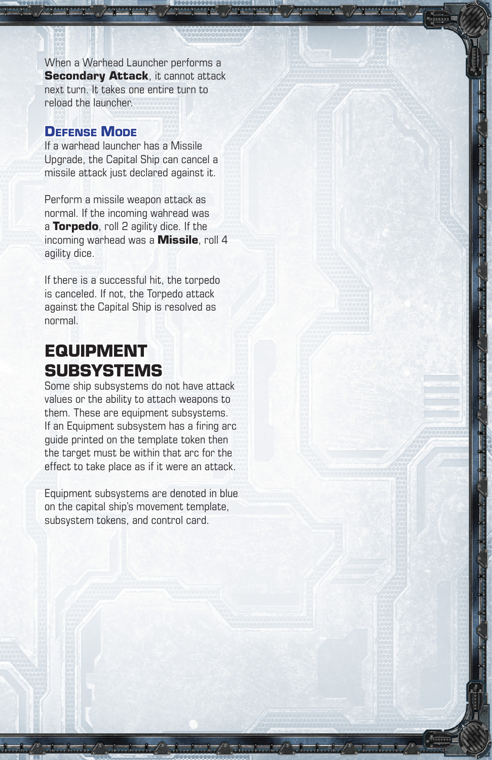When a Warhead Launcher performs a **Secondary Attack**, it cannot attack next turn. It takes one entire turn to reload the launcher.

### Defense Mode

If a warhead launcher has a Missile Upgrade, the Capital Ship can cancel a missile attack just declared against it.

Perform a missile weapon attack as normal. If the incoming wahread was a **Torpedo**, roll 2 agility dice. If the incoming warhead was a **Missile**, roll 4 agility dice.

If there is a successful hit, the torpedo is canceled. If not, the Torpedo attack against the Capital Ship is resolved as normal.

## EQUIPMENT SUBSYSTEMS

Some ship subsystems do not have attack values or the ability to attach weapons to them. These are equipment subsystems. If an Equipment subsystem has a firing arc guide printed on the template token then the target must be within that arc for the effect to take place as if it were an attack.

Equipment subsystems are denoted in blue on the capital ship's movement template, subsystem tokens, and control card.